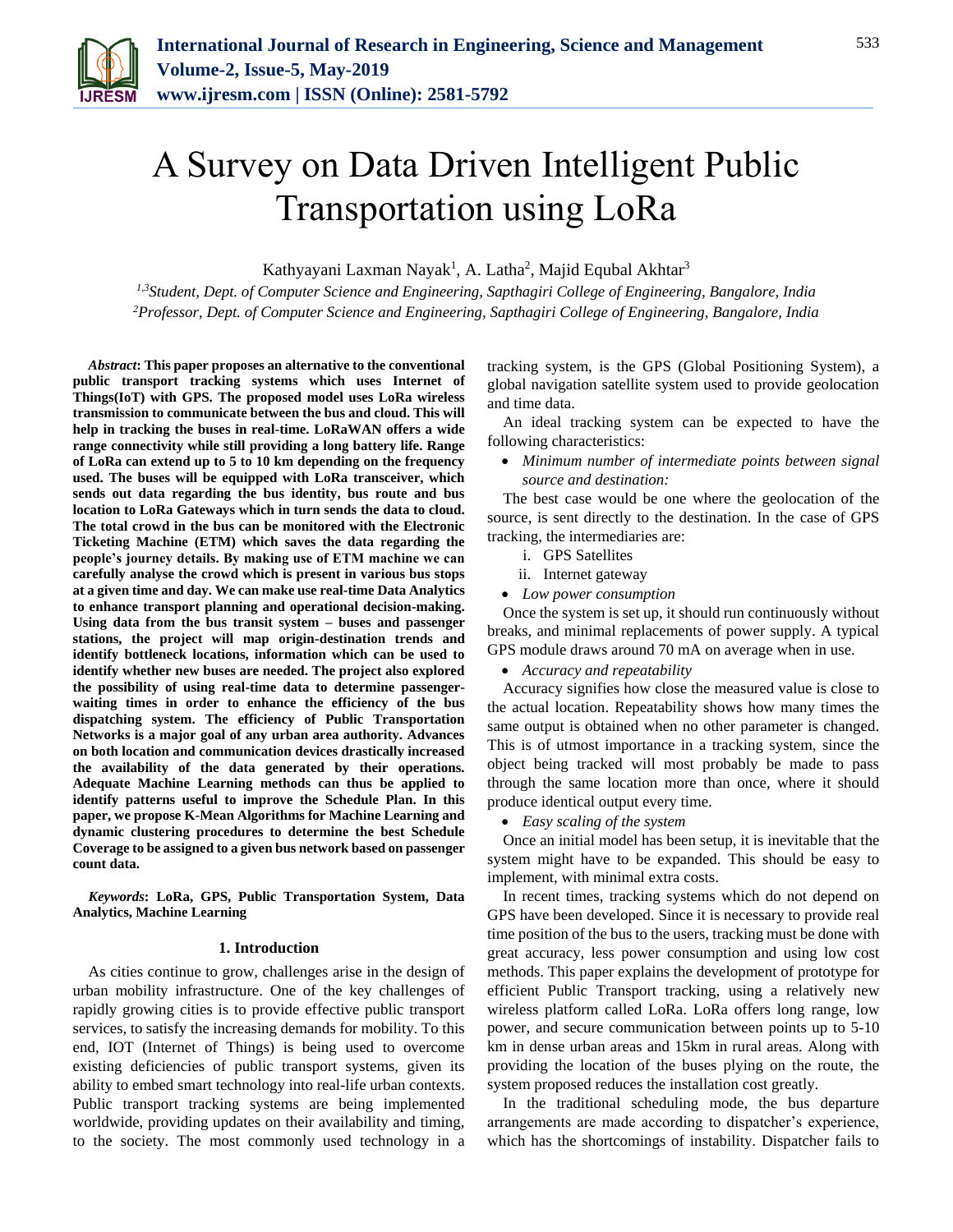# A Survey on Data Driven Intelligent Public Transportation using LoRa

Kathyayani Laxman Nayak[1], A. Latha[2], Majid Equbal Akhtar[3]

[1,3]*Student, Dept. of Computer Science and Engineering, Sapthagiri College of Engineering, Bangalore, India*
[2]*Professor, Dept. of Computer Science and Engineering, Sapthagiri College of Engineering, Bangalore, India*

***Abstract*: This paper proposes an alternative to the conventional public transport tracking systems which uses Internet of Things(IoT) with GPS. The proposed model uses LoRa wireless transmission to communicate between the bus and cloud. This will help in tracking the buses in real-time. LoRaWAN offers a wide range connectivity while still providing a long battery life. Range of LoRa can extend up to 5 to 10 km depending on the frequency used. The buses will be equipped with LoRa transceiver, which sends out data regarding the bus identity, bus route and bus location to LoRa Gateways which in turn sends the data to cloud. The total crowd in the bus can be monitored with the Electronic Ticketing Machine (ETM) which saves the data regarding the people's journey details. By making use of ETM machine we can carefully analyse the crowd which is present in various bus stops at a given time and day. We can make use real-time Data Analytics to enhance transport planning and operational decision-making. Using data from the bus transit system – buses and passenger stations, the project will map origin-destination trends and identify bottleneck locations, information which can be used to identify whether new buses are needed. The project also explored the possibility of using real-time data to determine passenger-waiting times in order to enhance the efficiency of the bus dispatching system. The efficiency of Public Transportation Networks is a major goal of any urban area authority. Advances on both location and communication devices drastically increased the availability of the data generated by their operations. Adequate Machine Learning methods can thus be applied to identify patterns useful to improve the Schedule Plan. In this paper, we propose K-Mean Algorithms for Machine Learning and dynamic clustering procedures to determine the best Schedule Coverage to be assigned to a given bus network based on passenger count data.**

***Keywords*: LoRa, GPS, Public Transportation System, Data Analytics, Machine Learning**

## 1. Introduction

As cities continue to grow, challenges arise in the design of urban mobility infrastructure. One of the key challenges of rapidly growing cities is to provide effective public transport services, to satisfy the increasing demands for mobility. To this end, IOT (Internet of Things) is being used to overcome existing deficiencies of public transport systems, given its ability to embed smart technology into real-life urban contexts. Public transport tracking systems are being implemented worldwide, providing updates on their availability and timing, to the society. The most commonly used technology in a tracking system, is the GPS (Global Positioning System), a global navigation satellite system used to provide geolocation and time data.

An ideal tracking system can be expected to have the following characteristics:

- *Minimum number of intermediate points between signal source and destination:*

The best case would be one where the geolocation of the source, is sent directly to the destination. In the case of GPS tracking, the intermediaries are:

i. GPS Satellites
ii. Internet gateway

- *Low power consumption*

Once the system is set up, it should run continuously without breaks, and minimal replacements of power supply. A typical GPS module draws around 70 mA on average when in use.

- *Accuracy and repeatability*

Accuracy signifies how close the measured value is close to the actual location. Repeatability shows how many times the same output is obtained when no other parameter is changed. This is of utmost importance in a tracking system, since the object being tracked will most probably be made to pass through the same location more than once, where it should produce identical output every time.

- *Easy scaling of the system*

Once an initial model has been setup, it is inevitable that the system might have to be expanded. This should be easy to implement, with minimal extra costs.

In recent times, tracking systems which do not depend on GPS have been developed. Since it is necessary to provide real time position of the bus to the users, tracking must be done with great accuracy, less power consumption and using low cost methods. This paper explains the development of prototype for efficient Public Transport tracking, using a relatively new wireless platform called LoRa. LoRa offers long range, low power, and secure communication between points up to 5-10 km in dense urban areas and 15km in rural areas. Along with providing the location of the buses plying on the route, the system proposed reduces the installation cost greatly.

In the traditional scheduling mode, the bus departure arrangements are made according to dispatcher's experience, which has the shortcomings of instability. Dispatcher fails to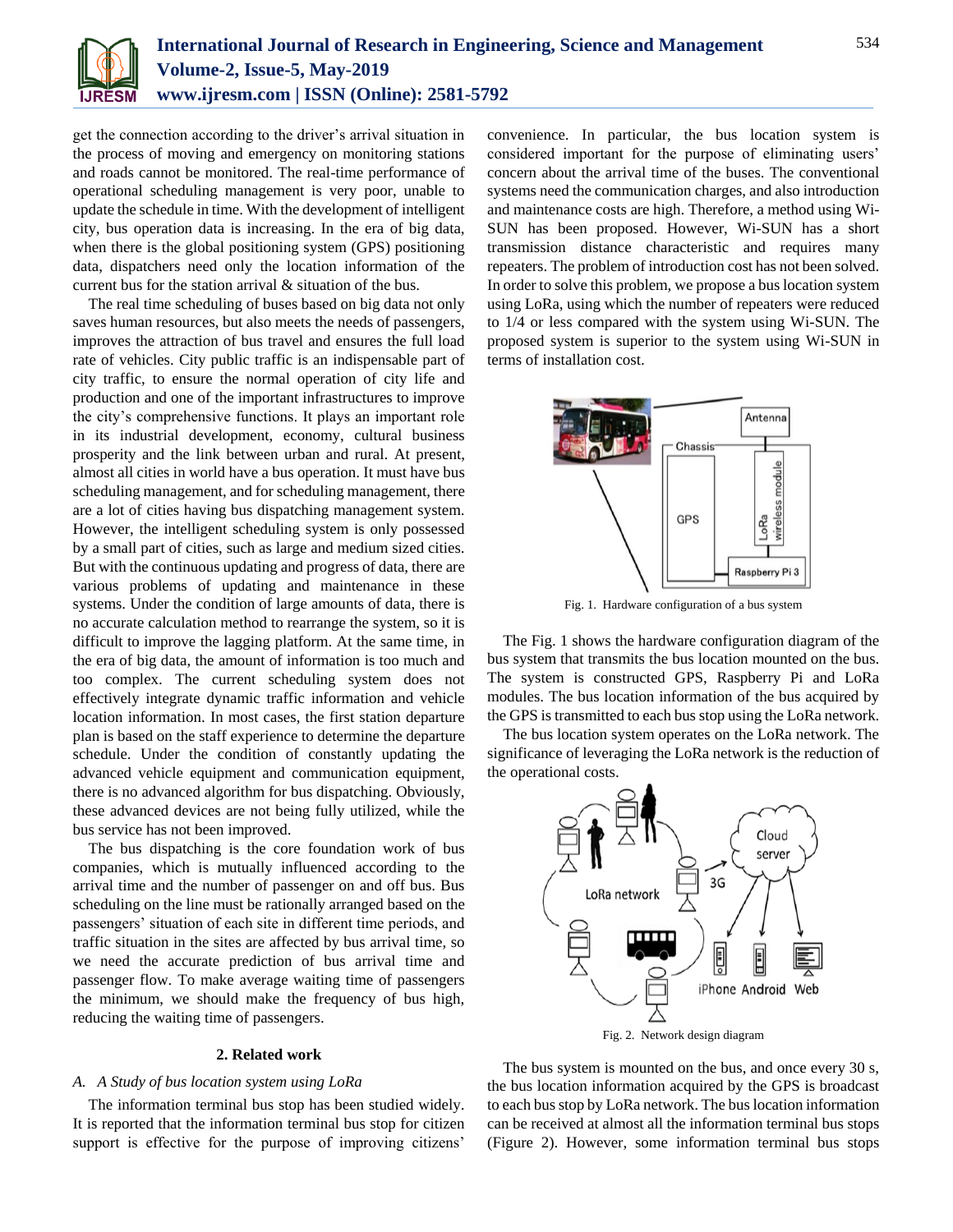get the connection according to the driver's arrival situation in the process of moving and emergency on monitoring stations and roads cannot be monitored. The real-time performance of operational scheduling management is very poor, unable to update the schedule in time. With the development of intelligent city, bus operation data is increasing. In the era of big data, when there is the global positioning system (GPS) positioning data, dispatchers need only the location information of the current bus for the station arrival & situation of the bus.

The real time scheduling of buses based on big data not only saves human resources, but also meets the needs of passengers, improves the attraction of bus travel and ensures the full load rate of vehicles. City public traffic is an indispensable part of city traffic, to ensure the normal operation of city life and production and one of the important infrastructures to improve the city's comprehensive functions. It plays an important role in its industrial development, economy, cultural business prosperity and the link between urban and rural. At present, almost all cities in world have a bus operation. It must have bus scheduling management, and for scheduling management, there are a lot of cities having bus dispatching management system. However, the intelligent scheduling system is only possessed by a small part of cities, such as large and medium sized cities. But with the continuous updating and progress of data, there are various problems of updating and maintenance in these systems. Under the condition of large amounts of data, there is no accurate calculation method to rearrange the system, so it is difficult to improve the lagging platform. At the same time, in the era of big data, the amount of information is too much and too complex. The current scheduling system does not effectively integrate dynamic traffic information and vehicle location information. In most cases, the first station departure plan is based on the staff experience to determine the departure schedule. Under the condition of constantly updating the advanced vehicle equipment and communication equipment, there is no advanced algorithm for bus dispatching. Obviously, these advanced devices are not being fully utilized, while the bus service has not been improved.

The bus dispatching is the core foundation work of bus companies, which is mutually influenced according to the arrival time and the number of passenger on and off bus. Bus scheduling on the line must be rationally arranged based on the passengers' situation of each site in different time periods, and traffic situation in the sites are affected by bus arrival time, so we need the accurate prediction of bus arrival time and passenger flow. To make average waiting time of passengers the minimum, we should make the frequency of bus high, reducing the waiting time of passengers.

## 2. Related work

### *A. A Study of bus location system using LoRa*

The information terminal bus stop has been studied widely. It is reported that the information terminal bus stop for citizen support is effective for the purpose of improving citizens' convenience. In particular, the bus location system is considered important for the purpose of eliminating users' concern about the arrival time of the buses. The conventional systems need the communication charges, and also introduction and maintenance costs are high. Therefore, a method using Wi-SUN has been proposed. However, Wi-SUN has a short transmission distance characteristic and requires many repeaters. The problem of introduction cost has not been solved. In order to solve this problem, we propose a bus location system using LoRa, using which the number of repeaters were reduced to 1/4 or less compared with the system using Wi-SUN. The proposed system is superior to the system using Wi-SUN in terms of installation cost.

Fig. 1. Hardware configuration of a bus system

The Fig. 1 shows the hardware configuration diagram of the bus system that transmits the bus location mounted on the bus. The system is constructed GPS, Raspberry Pi and LoRa modules. The bus location information of the bus acquired by the GPS is transmitted to each bus stop using the LoRa network.

The bus location system operates on the LoRa network. The significance of leveraging the LoRa network is the reduction of the operational costs.

Fig. 2. Network design diagram

The bus system is mounted on the bus, and once every 30 s, the bus location information acquired by the GPS is broadcast to each bus stop by LoRa network. The bus location information can be received at almost all the information terminal bus stops (Figure 2). However, some information terminal bus stops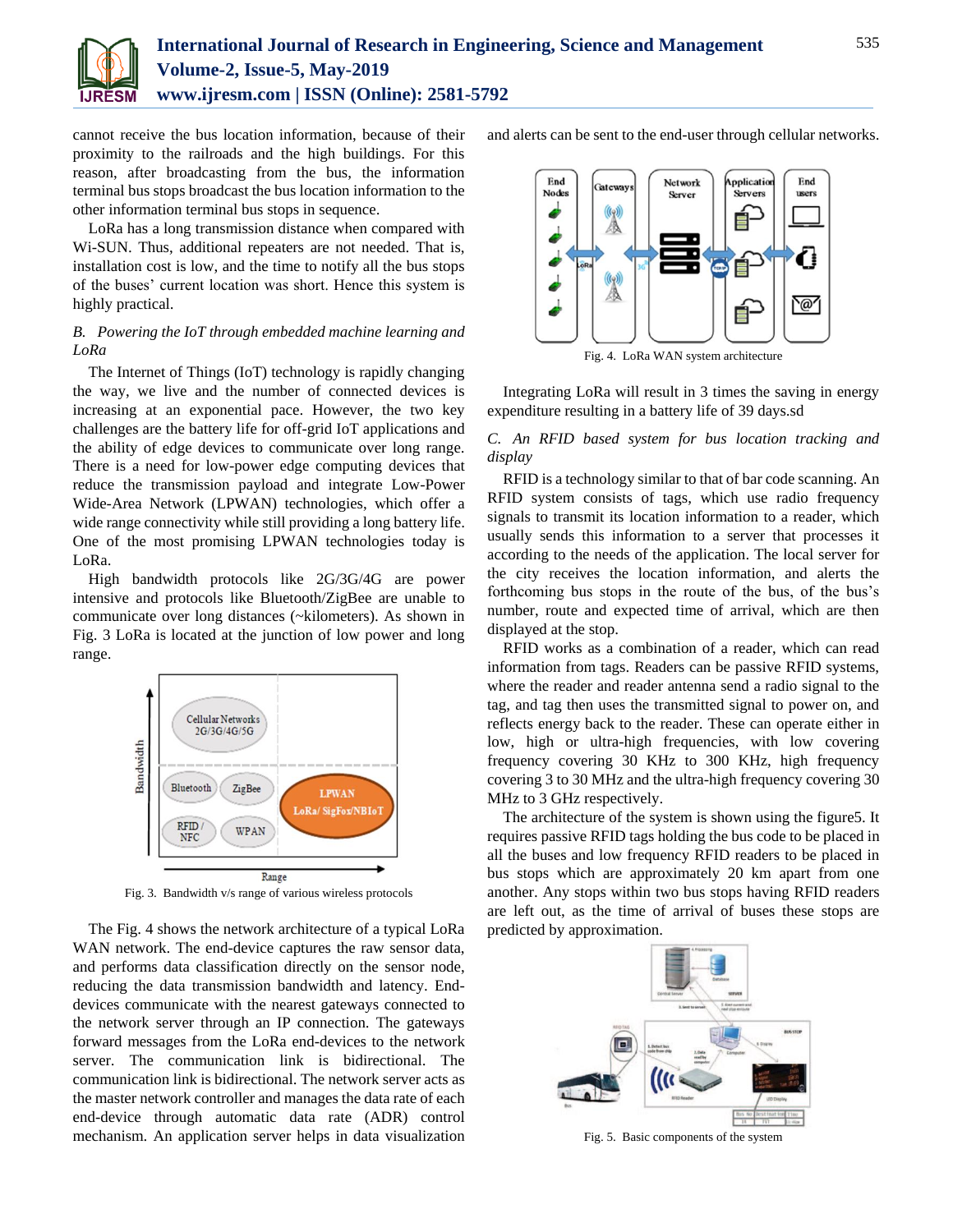cannot receive the bus location information, because of their proximity to the railroads and the high buildings. For this reason, after broadcasting from the bus, the information terminal bus stops broadcast the bus location information to the other information terminal bus stops in sequence.

LoRa has a long transmission distance when compared with Wi-SUN. Thus, additional repeaters are not needed. That is, installation cost is low, and the time to notify all the bus stops of the buses' current location was short. Hence this system is highly practical.

### *B. Powering the IoT through embedded machine learning and LoRa*

The Internet of Things (IoT) technology is rapidly changing the way, we live and the number of connected devices is increasing at an exponential pace. However, the two key challenges are the battery life for off-grid IoT applications and the ability of edge devices to communicate over long range. There is a need for low-power edge computing devices that reduce the transmission payload and integrate Low-Power Wide-Area Network (LPWAN) technologies, which offer a wide range connectivity while still providing a long battery life. One of the most promising LPWAN technologies today is LoRa.

High bandwidth protocols like 2G/3G/4G are power intensive and protocols like Bluetooth/ZigBee are unable to communicate over long distances (~kilometers). As shown in Fig. 3 LoRa is located at the junction of low power and long range.

Fig. 3. Bandwidth v/s range of various wireless protocols

The Fig. 4 shows the network architecture of a typical LoRa WAN network. The end-device captures the raw sensor data, and performs data classification directly on the sensor node, reducing the data transmission bandwidth and latency. End-devices communicate with the nearest gateways connected to the network server through an IP connection. The gateways forward messages from the LoRa end-devices to the network server. The communication link is bidirectional. The communication link is bidirectional. The network server acts as the master network controller and manages the data rate of each end-device through automatic data rate (ADR) control mechanism. An application server helps in data visualization and alerts can be sent to the end-user through cellular networks.

Fig. 4. LoRa WAN system architecture

Integrating LoRa will result in 3 times the saving in energy expenditure resulting in a battery life of 39 days.sd

### *C. An RFID based system for bus location tracking and display*

RFID is a technology similar to that of bar code scanning. An RFID system consists of tags, which use radio frequency signals to transmit its location information to a reader, which usually sends this information to a server that processes it according to the needs of the application. The local server for the city receives the location information, and alerts the forthcoming bus stops in the route of the bus, of the bus's number, route and expected time of arrival, which are then displayed at the stop.

RFID works as a combination of a reader, which can read information from tags. Readers can be passive RFID systems, where the reader and reader antenna send a radio signal to the tag, and tag then uses the transmitted signal to power on, and reflects energy back to the reader. These can operate either in low, high or ultra-high frequencies, with low covering frequency covering 30 KHz to 300 KHz, high frequency covering 3 to 30 MHz and the ultra-high frequency covering 30 MHz to 3 GHz respectively.

The architecture of the system is shown using the figure5. It requires passive RFID tags holding the bus code to be placed in all the buses and low frequency RFID readers to be placed in bus stops which are approximately 20 km apart from one another. Any stops within two bus stops having RFID readers are left out, as the time of arrival of buses these stops are predicted by approximation.

Fig. 5. Basic components of the system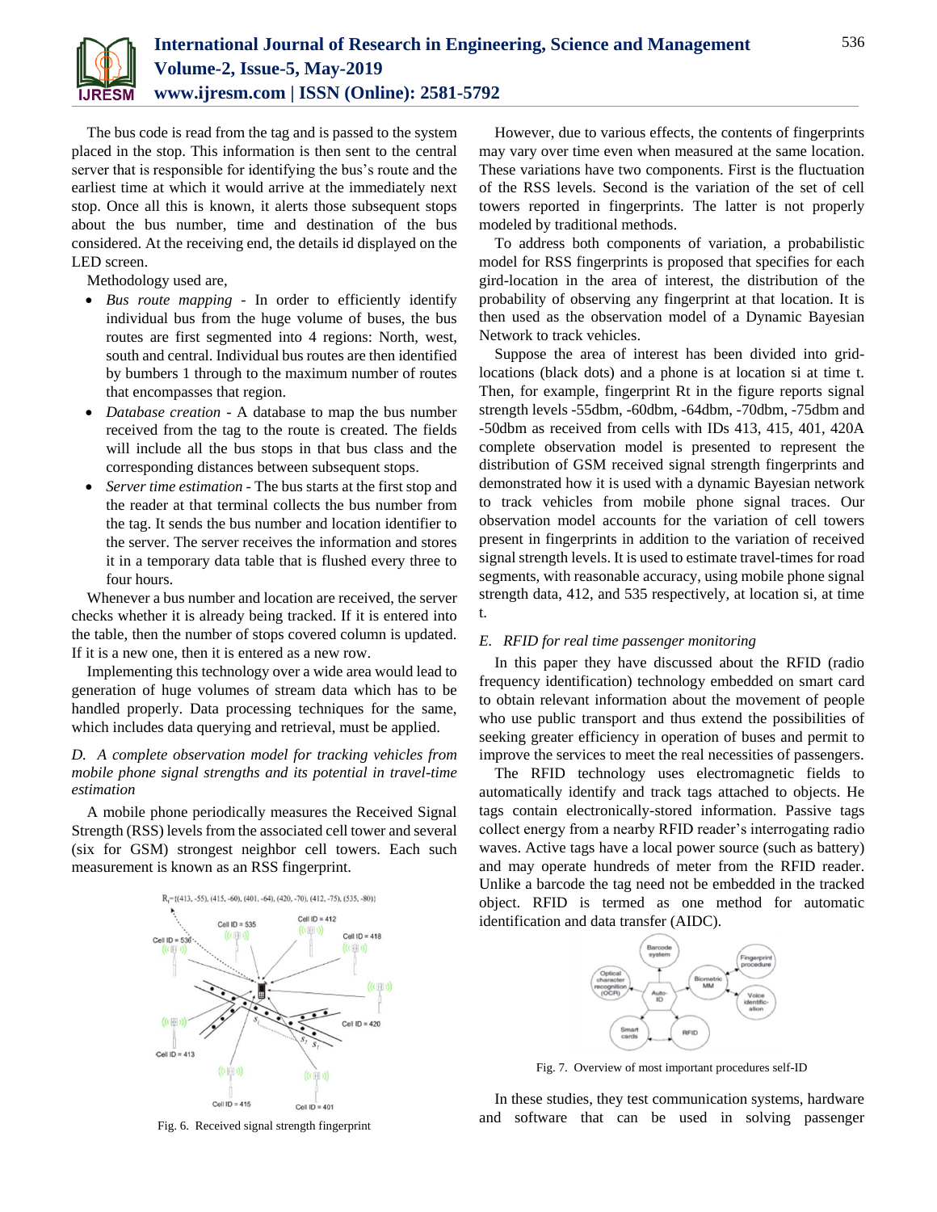The bus code is read from the tag and is passed to the system placed in the stop. This information is then sent to the central server that is responsible for identifying the bus's route and the earliest time at which it would arrive at the immediately next stop. Once all this is known, it alerts those subsequent stops about the bus number, time and destination of the bus considered. At the receiving end, the details id displayed on the LED screen.

Methodology used are,

- *Bus route mapping* - In order to efficiently identify individual bus from the huge volume of buses, the bus routes are first segmented into 4 regions: North, west, south and central. Individual bus routes are then identified by bumbers 1 through to the maximum number of routes that encompasses that region.
- *Database creation* - A database to map the bus number received from the tag to the route is created. The fields will include all the bus stops in that bus class and the corresponding distances between subsequent stops.
- *Server time estimation* - The bus starts at the first stop and the reader at that terminal collects the bus number from the tag. It sends the bus number and location identifier to the server. The server receives the information and stores it in a temporary data table that is flushed every three to four hours.

Whenever a bus number and location are received, the server checks whether it is already being tracked. If it is entered into the table, then the number of stops covered column is updated. If it is a new one, then it is entered as a new row.

Implementing this technology over a wide area would lead to generation of huge volumes of stream data which has to be handled properly. Data processing techniques for the same, which includes data querying and retrieval, must be applied.

### D. A complete observation model for tracking vehicles from mobile phone signal strengths and its potential in travel-time estimation

A mobile phone periodically measures the Received Signal Strength (RSS) levels from the associated cell tower and several (six for GSM) strongest neighbor cell towers. Each such measurement is known as an RSS fingerprint.

Fig. 6. Received signal strength fingerprint

However, due to various effects, the contents of fingerprints may vary over time even when measured at the same location. These variations have two components. First is the fluctuation of the RSS levels. Second is the variation of the set of cell towers reported in fingerprints. The latter is not properly modeled by traditional methods.

To address both components of variation, a probabilistic model for RSS fingerprints is proposed that specifies for each gird-location in the area of interest, the distribution of the probability of observing any fingerprint at that location. It is then used as the observation model of a Dynamic Bayesian Network to track vehicles.

Suppose the area of interest has been divided into grid-locations (black dots) and a phone is at location si at time t. Then, for example, fingerprint Rt in the figure reports signal strength levels -55dbm, -60dbm, -64dbm, -70dbm, -75dbm and -50dbm as received from cells with IDs 413, 415, 401, 420A complete observation model is presented to represent the distribution of GSM received signal strength fingerprints and demonstrated how it is used with a dynamic Bayesian network to track vehicles from mobile phone signal traces. Our observation model accounts for the variation of cell towers present in fingerprints in addition to the variation of received signal strength levels. It is used to estimate travel-times for road segments, with reasonable accuracy, using mobile phone signal strength data, 412, and 535 respectively, at location si, at time t.

### E. RFID for real time passenger monitoring

In this paper they have discussed about the RFID (radio frequency identification) technology embedded on smart card to obtain relevant information about the movement of people who use public transport and thus extend the possibilities of seeking greater efficiency in operation of buses and permit to improve the services to meet the real necessities of passengers.

The RFID technology uses electromagnetic fields to automatically identify and track tags attached to objects. He tags contain electronically-stored information. Passive tags collect energy from a nearby RFID reader's interrogating radio waves. Active tags have a local power source (such as battery) and may operate hundreds of meter from the RFID reader. Unlike a barcode the tag need not be embedded in the tracked object. RFID is termed as one method for automatic identification and data transfer (AIDC).

Fig. 7. Overview of most important procedures self-ID

In these studies, they test communication systems, hardware and software that can be used in solving passenger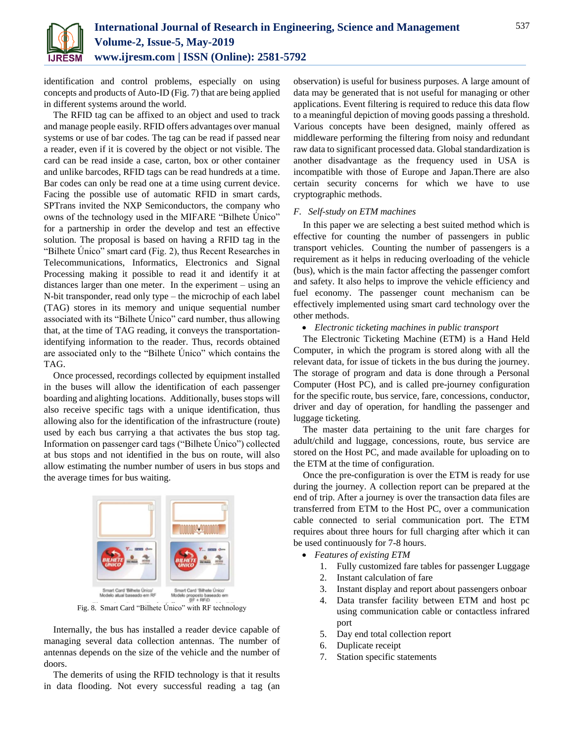identification and control problems, especially on using concepts and products of Auto-ID (Fig. 7) that are being applied in different systems around the world.

The RFID tag can be affixed to an object and used to track and manage people easily. RFID offers advantages over manual systems or use of bar codes. The tag can be read if passed near a reader, even if it is covered by the object or not visible. The card can be read inside a case, carton, box or other container and unlike barcodes, RFID tags can be read hundreds at a time. Bar codes can only be read one at a time using current device. Facing the possible use of automatic RFID in smart cards, SPTrans invited the NXP Semiconductors, the company who owns of the technology used in the MIFARE "Bilhete Único" for a partnership in order the develop and test an effective solution. The proposal is based on having a RFID tag in the "Bilhete Único" smart card (Fig. 2), thus Recent Researches in Telecommunications, Informatics, Electronics and Signal Processing making it possible to read it and identify it at distances larger than one meter. In the experiment – using an N-bit transponder, read only type – the microchip of each label (TAG) stores in its memory and unique sequential number associated with its "Bilhete Único" card number, thus allowing that, at the time of TAG reading, it conveys the transportation-identifying information to the reader. Thus, records obtained are associated only to the "Bilhete Único" which contains the TAG.

Once processed, recordings collected by equipment installed in the buses will allow the identification of each passenger boarding and alighting locations. Additionally, buses stops will also receive specific tags with a unique identification, thus allowing also for the identification of the infrastructure (route) used by each bus carrying a that activates the bus stop tag. Information on passenger card tags ("Bilhete Único") collected at bus stops and not identified in the bus on route, will also allow estimating the number number of users in bus stops and the average times for bus waiting.

Smart Card 'Bilhete Único' Modelo atual baseado em RF

Smart Card 'Bilhete Único' Modelo proposto baseado em RF + RFID

Fig. 8. Smart Card "Bilhete Único" with RF technology

Internally, the bus has installed a reader device capable of managing several data collection antennas. The number of antennas depends on the size of the vehicle and the number of doors.

The demerits of using the RFID technology is that it results in data flooding. Not every successful reading a tag (an observation) is useful for business purposes. A large amount of data may be generated that is not useful for managing or other applications. Event filtering is required to reduce this data flow to a meaningful depiction of moving goods passing a threshold. Various concepts have been designed, mainly offered as middleware performing the filtering from noisy and redundant raw data to significant processed data. Global standardization is another disadvantage as the frequency used in USA is incompatible with those of Europe and Japan.There are also certain security concerns for which we have to use cryptographic methods.

### F. Self-study on ETM machines

In this paper we are selecting a best suited method which is effective for counting the number of passengers in public transport vehicles. Counting the number of passengers is a requirement as it helps in reducing overloading of the vehicle (bus), which is the main factor affecting the passenger comfort and safety. It also helps to improve the vehicle efficiency and fuel economy. The passenger count mechanism can be effectively implemented using smart card technology over the other methods.

- *Electronic ticketing machines in public transport*

The Electronic Ticketing Machine (ETM) is a Hand Held Computer, in which the program is stored along with all the relevant data, for issue of tickets in the bus during the journey. The storage of program and data is done through a Personal Computer (Host PC), and is called pre-journey configuration for the specific route, bus service, fare, concessions, conductor, driver and day of operation, for handling the passenger and luggage ticketing.

The master data pertaining to the unit fare charges for adult/child and luggage, concessions, route, bus service are stored on the Host PC, and made available for uploading on to the ETM at the time of configuration.

Once the pre-configuration is over the ETM is ready for use during the journey. A collection report can be prepared at the end of trip. After a journey is over the transaction data files are transferred from ETM to the Host PC, over a communication cable connected to serial communication port. The ETM requires about three hours for full charging after which it can be used continuously for 7-8 hours.

- *Features of existing ETM*
  1. Fully customized fare tables for passenger Luggage
  2. Instant calculation of fare
  3. Instant display and report about passengers onboar
  4. Data transfer facility between ETM and host pc using communication cable or contactless infrared port
  5. Day end total collection report
  6. Duplicate receipt
  7. Station specific statements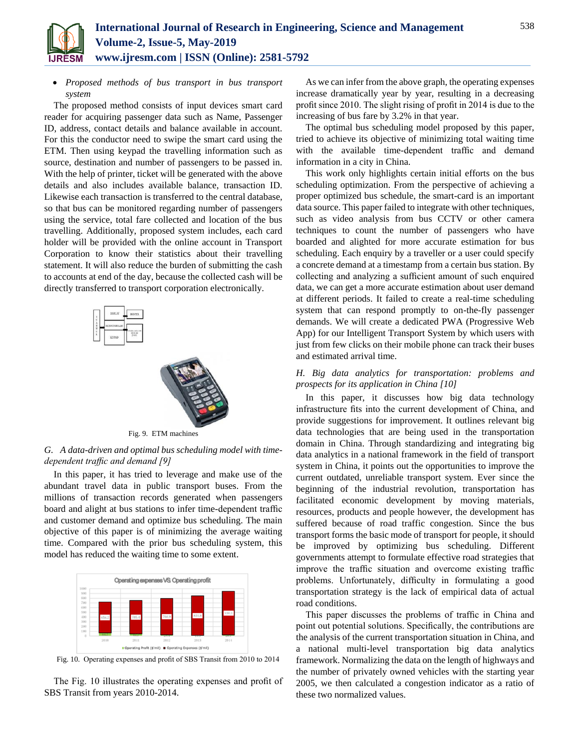- *Proposed methods of bus transport in bus transport system*

The proposed method consists of input devices smart card reader for acquiring passenger data such as Name, Passenger ID, address, contact details and balance available in account. For this the conductor need to swipe the smart card using the ETM. Then using keypad the travelling information such as source, destination and number of passengers to be passed in. With the help of printer, ticket will be generated with the above details and also includes available balance, transaction ID. Likewise each transaction is transferred to the central database, so that bus can be monitored regarding number of passengers using the service, total fare collected and location of the bus travelling. Additionally, proposed system includes, each card holder will be provided with the online account in Transport Corporation to know their statistics about their travelling statement. It will also reduce the burden of submitting the cash to accounts at end of the day, because the collected cash will be directly transferred to transport corporation electronically.

Fig. 9. ETM machines

*G. A data-driven and optimal bus scheduling model with time-dependent traffic and demand [9]*

In this paper, it has tried to leverage and make use of the abundant travel data in public transport buses. From the millions of transaction records generated when passengers board and alight at bus stations to infer time-dependent traffic and customer demand and optimize bus scheduling. The main objective of this paper is of minimizing the average waiting time. Compared with the prior bus scheduling system, this model has reduced the waiting time to some extent.

Fig. 10. Operating expenses and profit of SBS Transit from 2010 to 2014

The Fig. 10 illustrates the operating expenses and profit of SBS Transit from years 2010-2014.

As we can infer from the above graph, the operating expenses increase dramatically year by year, resulting in a decreasing profit since 2010. The slight rising of profit in 2014 is due to the increasing of bus fare by 3.2% in that year.

The optimal bus scheduling model proposed by this paper, tried to achieve its objective of minimizing total waiting time with the available time-dependent traffic and demand information in a city in China.

This work only highlights certain initial efforts on the bus scheduling optimization. From the perspective of achieving a proper optimized bus schedule, the smart-card is an important data source. This paper failed to integrate with other techniques, such as video analysis from bus CCTV or other camera techniques to count the number of passengers who have boarded and alighted for more accurate estimation for bus scheduling. Each enquiry by a traveller or a user could specify a concrete demand at a timestamp from a certain bus station. By collecting and analyzing a sufficient amount of such enquired data, we can get a more accurate estimation about user demand at different periods. It failed to create a real-time scheduling system that can respond promptly to on-the-fly passenger demands. We will create a dedicated PWA (Progressive Web App) for our Intelligent Transport System by which users with just from few clicks on their mobile phone can track their buses and estimated arrival time.

*H. Big data analytics for transportation: problems and prospects for its application in China [10]*

In this paper, it discusses how big data technology infrastructure fits into the current development of China, and provide suggestions for improvement. It outlines relevant big data technologies that are being used in the transportation domain in China. Through standardizing and integrating big data analytics in a national framework in the field of transport system in China, it points out the opportunities to improve the current outdated, unreliable transport system. Ever since the beginning of the industrial revolution, transportation has facilitated economic development by moving materials, resources, products and people however, the development has suffered because of road traffic congestion. Since the bus transport forms the basic mode of transport for people, it should be improved by optimizing bus scheduling. Different governments attempt to formulate effective road strategies that improve the traffic situation and overcome existing traffic problems. Unfortunately, difficulty in formulating a good transportation strategy is the lack of empirical data of actual road conditions.

This paper discusses the problems of traffic in China and point out potential solutions. Specifically, the contributions are the analysis of the current transportation situation in China, and a national multi-level transportation big data analytics framework. Normalizing the data on the length of highways and the number of privately owned vehicles with the starting year 2005, we then calculated a congestion indicator as a ratio of these two normalized values.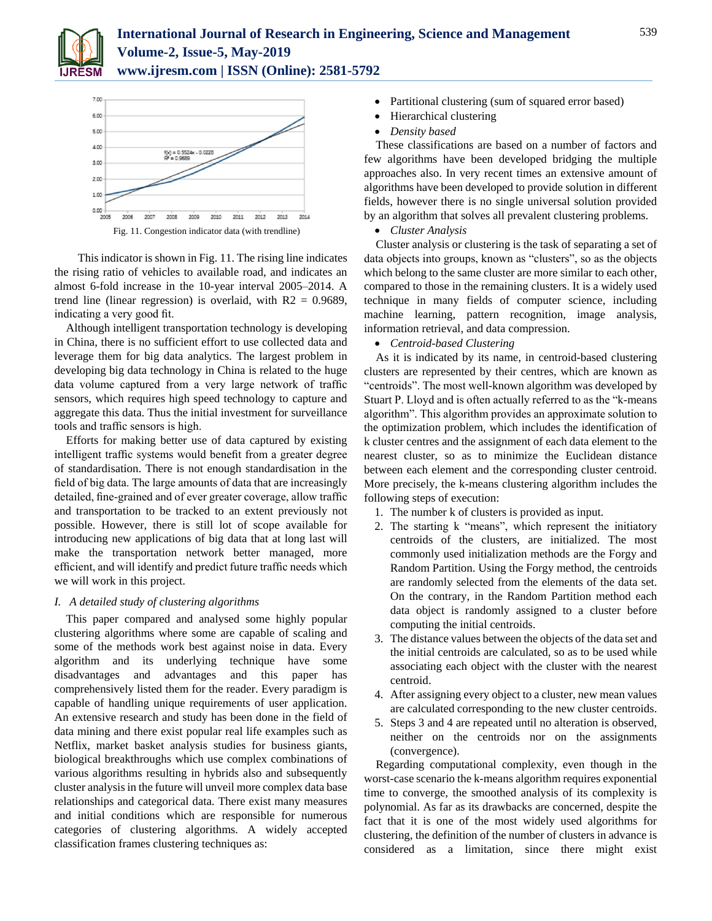Fig. 11. Congestion indicator data (with trendline)

This indicator is shown in Fig. 11. The rising line indicates the rising ratio of vehicles to available road, and indicates an almost 6-fold increase in the 10-year interval 2005–2014. A trend line (linear regression) is overlaid, with R2 = 0.9689, indicating a very good fit.

Although intelligent transportation technology is developing in China, there is no sufficient effort to use collected data and leverage them for big data analytics. The largest problem in developing big data technology in China is related to the huge data volume captured from a very large network of traffic sensors, which requires high speed technology to capture and aggregate this data. Thus the initial investment for surveillance tools and traffic sensors is high.

Efforts for making better use of data captured by existing intelligent traffic systems would benefit from a greater degree of standardisation. There is not enough standardisation in the field of big data. The large amounts of data that are increasingly detailed, fine-grained and of ever greater coverage, allow traffic and transportation to be tracked to an extent previously not possible. However, there is still lot of scope available for introducing new applications of big data that at long last will make the transportation network better managed, more efficient, and will identify and predict future traffic needs which we will work in this project.

*I. A detailed study of clustering algorithms*

This paper compared and analysed some highly popular clustering algorithms where some are capable of scaling and some of the methods work best against noise in data. Every algorithm and its underlying technique have some disadvantages and advantages and this paper has comprehensively listed them for the reader. Every paradigm is capable of handling unique requirements of user application. An extensive research and study has been done in the field of data mining and there exist popular real life examples such as Netflix, market basket analysis studies for business giants, biological breakthroughs which use complex combinations of various algorithms resulting in hybrids also and subsequently cluster analysis in the future will unveil more complex data base relationships and categorical data. There exist many measures and initial conditions which are responsible for numerous categories of clustering algorithms. A widely accepted classification frames clustering techniques as:

- Partitional clustering (sum of squared error based)
- Hierarchical clustering
- *Density based*

These classifications are based on a number of factors and few algorithms have been developed bridging the multiple approaches also. In very recent times an extensive amount of algorithms have been developed to provide solution in different fields, however there is no single universal solution provided by an algorithm that solves all prevalent clustering problems.

- *Cluster Analysis*

Cluster analysis or clustering is the task of separating a set of data objects into groups, known as "clusters", so as the objects which belong to the same cluster are more similar to each other, compared to those in the remaining clusters. It is a widely used technique in many fields of computer science, including machine learning, pattern recognition, image analysis, information retrieval, and data compression.

- *Centroid-based Clustering*

As it is indicated by its name, in centroid-based clustering clusters are represented by their centres, which are known as "centroids". The most well-known algorithm was developed by Stuart P. Lloyd and is often actually referred to as the "k-means algorithm". This algorithm provides an approximate solution to the optimization problem, which includes the identification of k cluster centres and the assignment of each data element to the nearest cluster, so as to minimize the Euclidean distance between each element and the corresponding cluster centroid. More precisely, the k-means clustering algorithm includes the following steps of execution:

1. The number k of clusters is provided as input.
2. The starting k "means", which represent the initiatory centroids of the clusters, are initialized. The most commonly used initialization methods are the Forgy and Random Partition. Using the Forgy method, the centroids are randomly selected from the elements of the data set. On the contrary, in the Random Partition method each data object is randomly assigned to a cluster before computing the initial centroids.
3. The distance values between the objects of the data set and the initial centroids are calculated, so as to be used while associating each object with the cluster with the nearest centroid.
4. After assigning every object to a cluster, new mean values are calculated corresponding to the new cluster centroids.
5. Steps 3 and 4 are repeated until no alteration is observed, neither on the centroids nor on the assignments (convergence).

Regarding computational complexity, even though in the worst-case scenario the k-means algorithm requires exponential time to converge, the smoothed analysis of its complexity is polynomial. As far as its drawbacks are concerned, despite the fact that it is one of the most widely used algorithms for clustering, the definition of the number of clusters in advance is considered as a limitation, since there might exist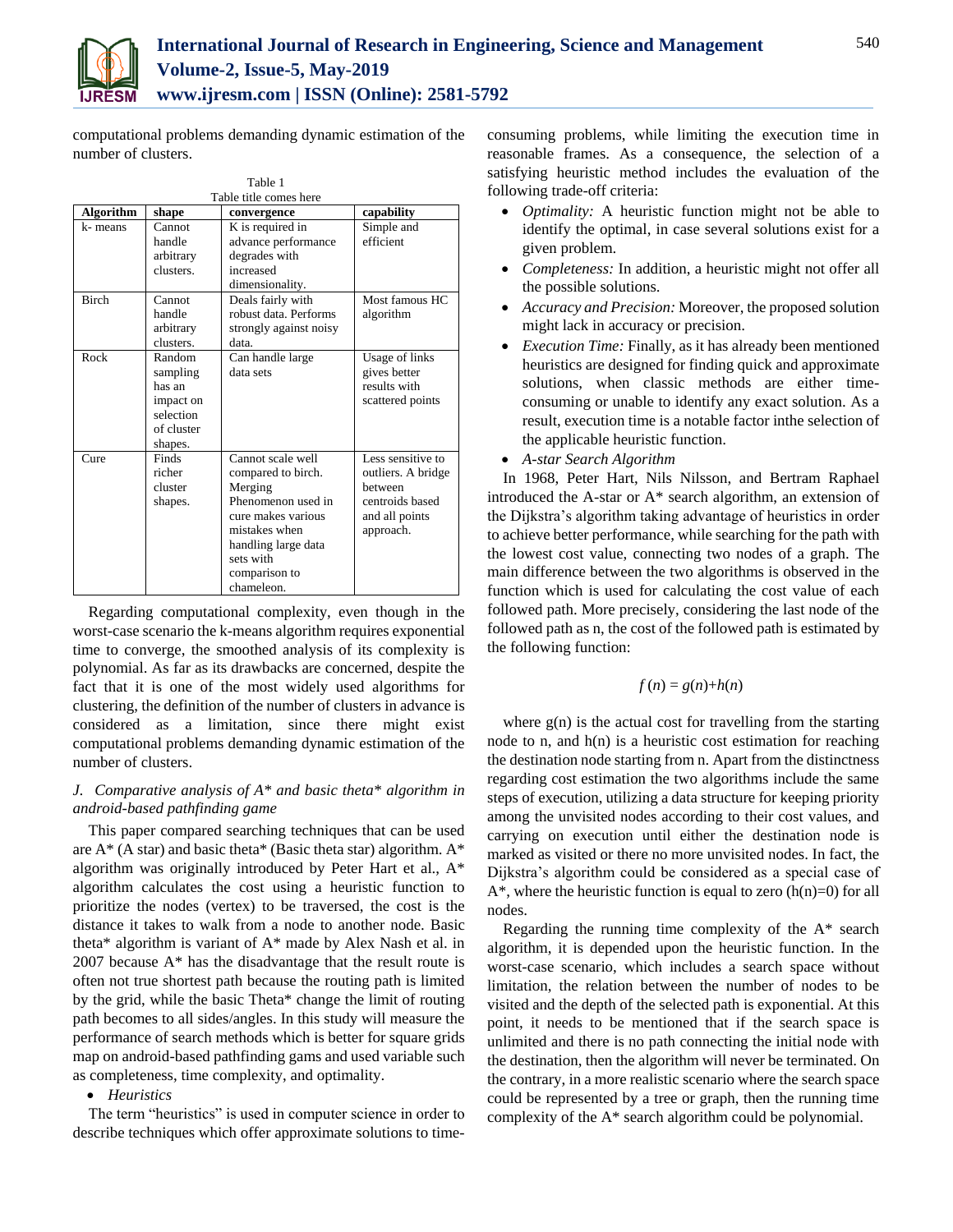computational problems demanding dynamic estimation of the number of clusters.

Table 1
Table title comes here

| Algorithm | shape | convergence | capability |
|---|---|---|---|
| k- means | Cannot handle arbitrary clusters. | K is required in advance performance degrades with increased dimensionality. | Simple and efficient |
| Birch | Cannot handle arbitrary clusters. | Deals fairly with robust data. Performs strongly against noisy data. | Most famous HC algorithm |
| Rock | Random sampling has an impact on selection of cluster shapes. | Can handle large data sets | Usage of links gives better results with scattered points |
| Cure | Finds richer cluster shapes. | Cannot scale well compared to birch. Merging Phenomenon used in cure makes various mistakes when handling large data sets with comparison to chameleon. | Less sensitive to outliers. A bridge between centroids based and all points approach. |

Regarding computational complexity, even though in the worst-case scenario the k-means algorithm requires exponential time to converge, the smoothed analysis of its complexity is polynomial. As far as its drawbacks are concerned, despite the fact that it is one of the most widely used algorithms for clustering, the definition of the number of clusters in advance is considered as a limitation, since there might exist computational problems demanding dynamic estimation of the number of clusters.

### *J. Comparative analysis of A\* and basic theta\* algorithm in android-based pathfinding game*

This paper compared searching techniques that can be used are A* (A star) and basic theta* (Basic theta star) algorithm. A* algorithm was originally introduced by Peter Hart et al., A* algorithm calculates the cost using a heuristic function to prioritize the nodes (vertex) to be traversed, the cost is the distance it takes to walk from a node to another node. Basic theta* algorithm is variant of A* made by Alex Nash et al. in 2007 because A* has the disadvantage that the result route is often not true shortest path because the routing path is limited by the grid, while the basic Theta* change the limit of routing path becomes to all sides/angles. In this study will measure the performance of search methods which is better for square grids map on android-based pathfinding gams and used variable such as completeness, time complexity, and optimality.

- *Heuristics*

The term "heuristics" is used in computer science in order to describe techniques which offer approximate solutions to time-consuming problems, while limiting the execution time in reasonable frames. As a consequence, the selection of a satisfying heuristic method includes the evaluation of the following trade-off criteria:

- *Optimality:* A heuristic function might not be able to identify the optimal, in case several solutions exist for a given problem.
- *Completeness:* In addition, a heuristic might not offer all the possible solutions.
- *Accuracy and Precision:* Moreover, the proposed solution might lack in accuracy or precision.
- *Execution Time:* Finally, as it has already been mentioned heuristics are designed for finding quick and approximate solutions, when classic methods are either time-consuming or unable to identify any exact solution. As a result, execution time is a notable factor inthe selection of the applicable heuristic function.
- *A-star Search Algorithm*

In 1968, Peter Hart, Nils Nilsson, and Bertram Raphael introduced the A-star or A* search algorithm, an extension of the Dijkstra's algorithm taking advantage of heuristics in order to achieve better performance, while searching for the path with the lowest cost value, connecting two nodes of a graph. The main difference between the two algorithms is observed in the function which is used for calculating the cost value of each followed path. More precisely, considering the last node of the followed path as n, the cost of the followed path is estimated by the following function:

$$f(n) = g(n)+h(n)$$

where g(n) is the actual cost for travelling from the starting node to n, and h(n) is a heuristic cost estimation for reaching the destination node starting from n. Apart from the distinctness regarding cost estimation the two algorithms include the same steps of execution, utilizing a data structure for keeping priority among the unvisited nodes according to their cost values, and carrying on execution until either the destination node is marked as visited or there no more unvisited nodes. In fact, the Dijkstra's algorithm could be considered as a special case of A*, where the heuristic function is equal to zero (h(n)=0) for all nodes.

Regarding the running time complexity of the A* search algorithm, it is depended upon the heuristic function. In the worst-case scenario, which includes a search space without limitation, the relation between the number of nodes to be visited and the depth of the selected path is exponential. At this point, it needs to be mentioned that if the search space is unlimited and there is no path connecting the initial node with the destination, then the algorithm will never be terminated. On the contrary, in a more realistic scenario where the search space could be represented by a tree or graph, then the running time complexity of the A* search algorithm could be polynomial.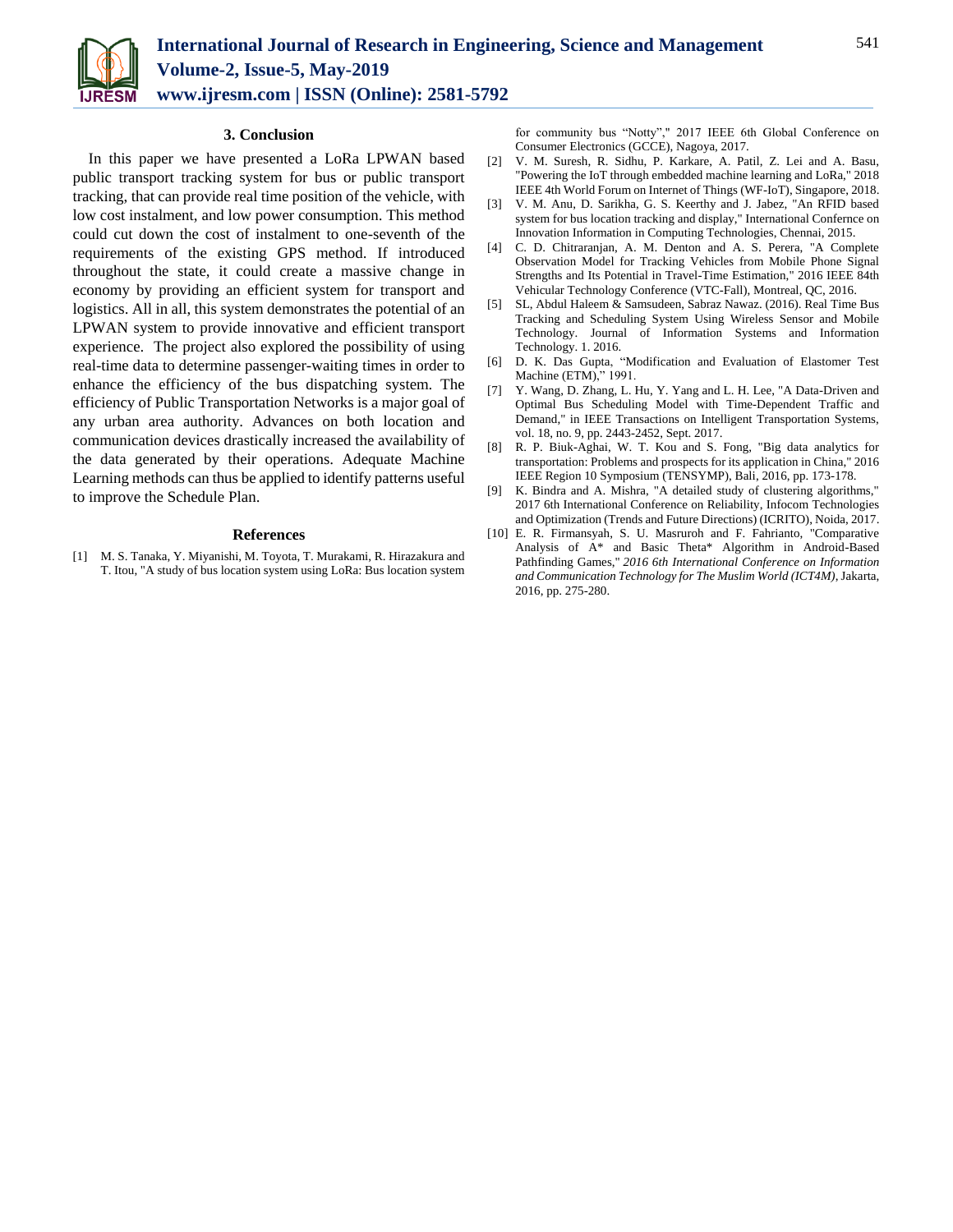## 3. Conclusion

In this paper we have presented a LoRa LPWAN based public transport tracking system for bus or public transport tracking, that can provide real time position of the vehicle, with low cost instalment, and low power consumption. This method could cut down the cost of instalment to one-seventh of the requirements of the existing GPS method. If introduced throughout the state, it could create a massive change in economy by providing an efficient system for transport and logistics. All in all, this system demonstrates the potential of an LPWAN system to provide innovative and efficient transport experience. The project also explored the possibility of using real-time data to determine passenger-waiting times in order to enhance the efficiency of the bus dispatching system. The efficiency of Public Transportation Networks is a major goal of any urban area authority. Advances on both location and communication devices drastically increased the availability of the data generated by their operations. Adequate Machine Learning methods can thus be applied to identify patterns useful to improve the Schedule Plan.

## References

[1] M. S. Tanaka, Y. Miyanishi, M. Toyota, T. Murakami, R. Hirazakura and T. Itou, "A study of bus location system using LoRa: Bus location system for community bus "Notty"," 2017 IEEE 6th Global Conference on Consumer Electronics (GCCE), Nagoya, 2017.

[2] V. M. Suresh, R. Sidhu, P. Karkare, A. Patil, Z. Lei and A. Basu, "Powering the IoT through embedded machine learning and LoRa," 2018 IEEE 4th World Forum on Internet of Things (WF-IoT), Singapore, 2018.

[3] V. M. Anu, D. Sarikha, G. S. Keerthy and J. Jabez, "An RFID based system for bus location tracking and display," International Confernce on Innovation Information in Computing Technologies, Chennai, 2015.

[4] C. D. Chitraranjan, A. M. Denton and A. S. Perera, "A Complete Observation Model for Tracking Vehicles from Mobile Phone Signal Strengths and Its Potential in Travel-Time Estimation," 2016 IEEE 84th Vehicular Technology Conference (VTC-Fall), Montreal, QC, 2016.

[5] SL, Abdul Haleem & Samsudeen, Sabraz Nawaz. (2016). Real Time Bus Tracking and Scheduling System Using Wireless Sensor and Mobile Technology. Journal of Information Systems and Information Technology. 1. 2016.

[6] D. K. Das Gupta, "Modification and Evaluation of Elastomer Test Machine (ETM)," 1991.

[7] Y. Wang, D. Zhang, L. Hu, Y. Yang and L. H. Lee, "A Data-Driven and Optimal Bus Scheduling Model with Time-Dependent Traffic and Demand," in IEEE Transactions on Intelligent Transportation Systems, vol. 18, no. 9, pp. 2443-2452, Sept. 2017.

[8] R. P. Biuk-Aghai, W. T. Kou and S. Fong, "Big data analytics for transportation: Problems and prospects for its application in China," 2016 IEEE Region 10 Symposium (TENSYMP), Bali, 2016, pp. 173-178.

[9] K. Bindra and A. Mishra, "A detailed study of clustering algorithms," 2017 6th International Conference on Reliability, Infocom Technologies and Optimization (Trends and Future Directions) (ICRITO), Noida, 2017.

[10] E. R. Firmansyah, S. U. Masruroh and F. Fahrianto, "Comparative Analysis of A* and Basic Theta* Algorithm in Android-Based Pathfinding Games," *2016 6th International Conference on Information and Communication Technology for The Muslim World (ICT4M)*, Jakarta, 2016, pp. 275-280.